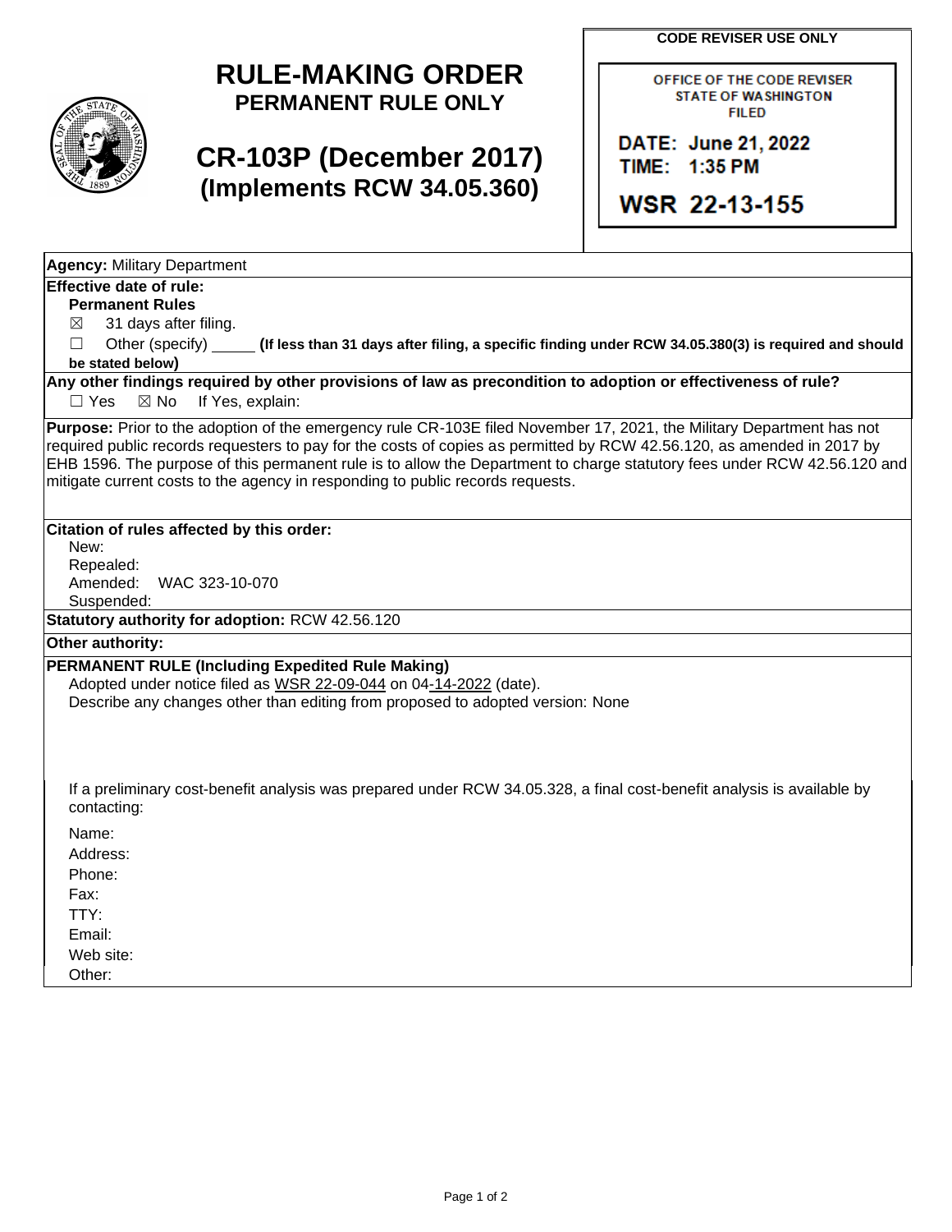**CODE REVISER USE ONLY**

OFFICE OF THE CODE REVISER
STATE OF WASHINGTON
FILED

DATE: June 21, 2022
TIME: 1:35 PM

WSR 22-13-155

# RULE-MAKING ORDER
## PERMANENT RULE ONLY

# CR-103P (December 2017)
## (Implements RCW 34.05.360)

**Agency:** Military Department

**Effective date of rule:**

**Permanent Rules**

☒ 31 days after filing.

☐ Other (specify) _____ **(If less than 31 days after filing, a specific finding under RCW 34.05.380(3) is required and should be stated below)**

**Any other findings required by other provisions of law as precondition to adoption or effectiveness of rule?**

☐ Yes ☒ No If Yes, explain:

**Purpose:** Prior to the adoption of the emergency rule CR-103E filed November 17, 2021, the Military Department has not required public records requesters to pay for the costs of copies as permitted by RCW 42.56.120, as amended in 2017 by EHB 1596. The purpose of this permanent rule is to allow the Department to charge statutory fees under RCW 42.56.120 and mitigate current costs to the agency in responding to public records requests.

**Citation of rules affected by this order:**

New:
Repealed:
Amended: WAC 323-10-070
Suspended:

**Statutory authority for adoption:** RCW 42.56.120

**Other authority:**

**PERMANENT RULE (Including Expedited Rule Making)**

Adopted under notice filed as WSR 22-09-044 on 04-14-2022 (date).

Describe any changes other than editing from proposed to adopted version: None

If a preliminary cost-benefit analysis was prepared under RCW 34.05.328, a final cost-benefit analysis is available by contacting:

Name:
Address:
Phone:
Fax:
TTY:
Email:
Web site:
Other: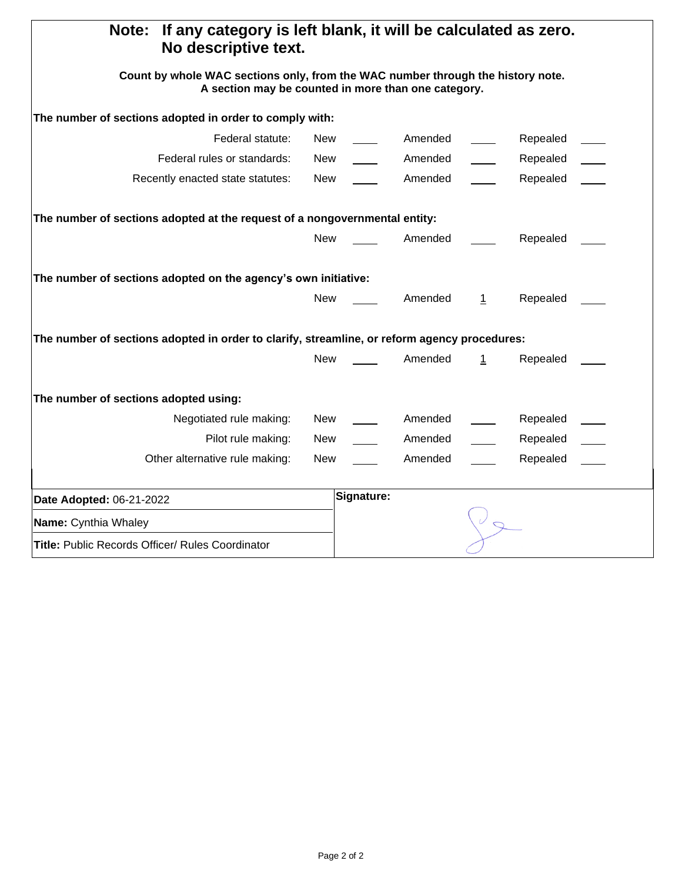**Note: If any category is left blank, it will be calculated as zero. No descriptive text.**

**Count by whole WAC sections only, from the WAC number through the history note. A section may be counted in more than one category.**

**The number of sections adopted in order to comply with:**

| | | | | | | |
|---|---|---|---|---|---|---|
| Federal statute: | New | | Amended | | Repealed | |
| Federal rules or standards: | New | | Amended | | Repealed | |
| Recently enacted state statutes: | New | | Amended | | Repealed | |

**The number of sections adopted at the request of a nongovernmental entity:**

| | | | | | |
|---|---|---|---|---|---|
| New | | Amended | | Repealed | |

**The number of sections adopted on the agency's own initiative:**

| | | | | | |
|---|---|---|---|---|---|
| New | | Amended | 1 | Repealed | |

**The number of sections adopted in order to clarify, streamline, or reform agency procedures:**

| | | | | | |
|---|---|---|---|---|---|
| New | | Amended | 1 | Repealed | |

**The number of sections adopted using:**

| | | | | | | |
|---|---|---|---|---|---|---|
| Negotiated rule making: | New | | Amended | | Repealed | |
| Pilot rule making: | New | | Amended | | Repealed | |
| Other alternative rule making: | New | | Amended | | Repealed | |

| | |
|---|---|
| **Date Adopted:** 06-21-2022 | **Signature:** |
| **Name:** Cynthia Whaley | |
| **Title:** Public Records Officer/ Rules Coordinator | |